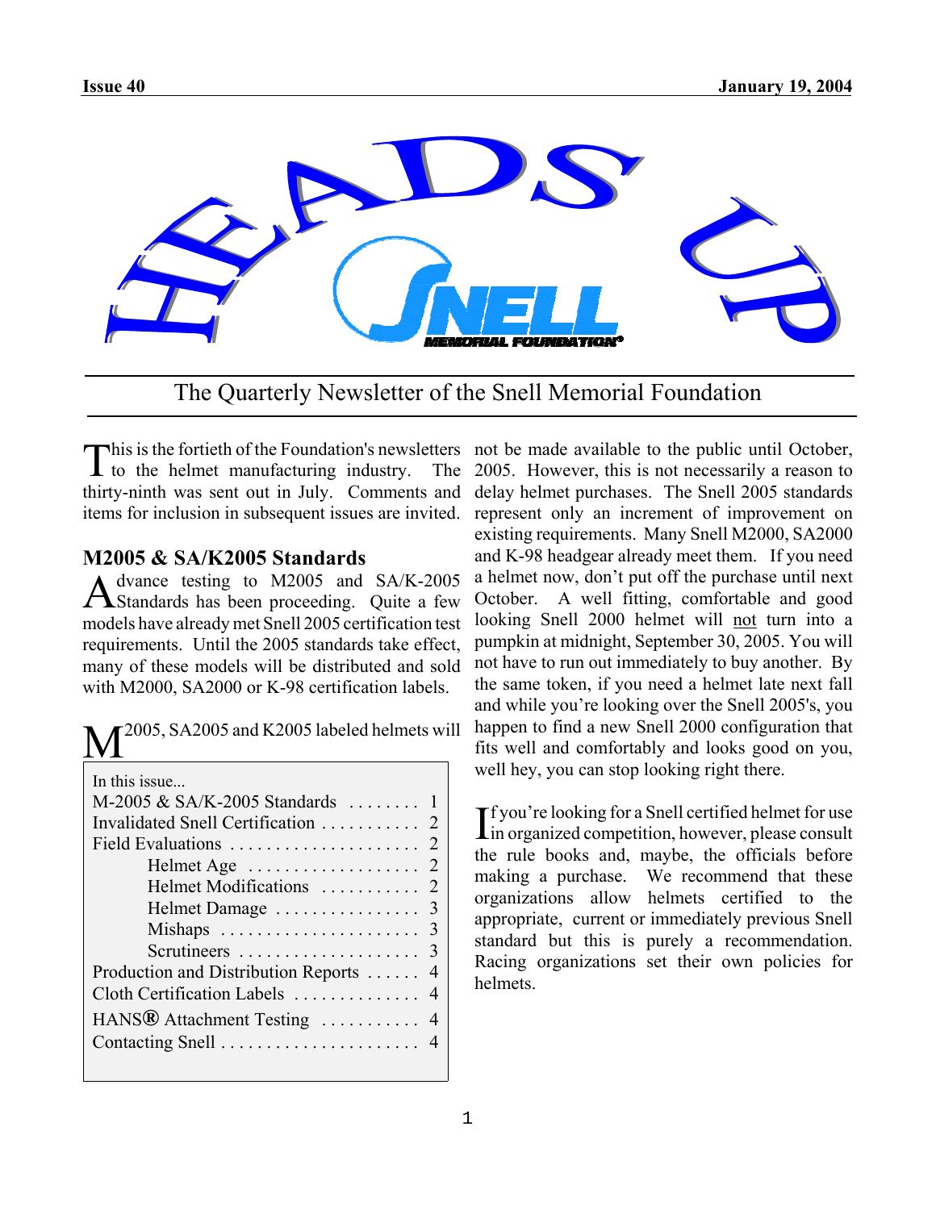# HEADS UP

The Quarterly Newsletter of the Snell Memorial Foundation

This is the fortieth of the Foundation's newsletters to the helmet manufacturing industry. The thirty-ninth was sent out in July. Comments and items for inclusion in subsequent issues are invited.

## M2005 & SA/K2005 Standards

Advance testing to M2005 and SA/K-2005 Standards has been proceeding. Quite a few models have already met Snell 2005 certification test requirements. Until the 2005 standards take effect, many of these models will be distributed and sold with M2000, SA2000 or K-98 certification labels.

M2005, SA2005 and K2005 labeled helmets will not be made available to the public until October, 2005. However, this is not necessarily a reason to delay helmet purchases. The Snell 2005 standards represent only an increment of improvement on existing requirements. Many Snell M2000, SA2000 and K-98 headgear already meet them. If you need a helmet now, don't put off the purchase until next October. A well fitting, comfortable and good looking Snell 2000 helmet will not turn into a pumpkin at midnight, September 30, 2005. You will not have to run out immediately to buy another. By the same token, if you need a helmet late next fall and while you're looking over the Snell 2005's, you happen to find a new Snell 2000 configuration that fits well and comfortably and looks good on you, well hey, you can stop looking right there.

If you're looking for a Snell certified helmet for use in organized competition, however, please consult the rule books and, maybe, the officials before making a purchase. We recommend that these organizations allow helmets certified to the appropriate, current or immediately previous Snell standard but this is purely a recommendation. Racing organizations set their own policies for helmets.

| In this issue... | |
|---|---|
| M-2005 & SA/K-2005 Standards | 1 |
| Invalidated Snell Certification | 2 |
| Field Evaluations | 2 |
| Helmet Age | 2 |
| Helmet Modifications | 2 |
| Helmet Damage | 3 |
| Mishaps | 3 |
| Scrutineers | 3 |
| Production and Distribution Reports | 4 |
| Cloth Certification Labels | 4 |
| HANS® Attachment Testing | 4 |
| Contacting Snell | 4 |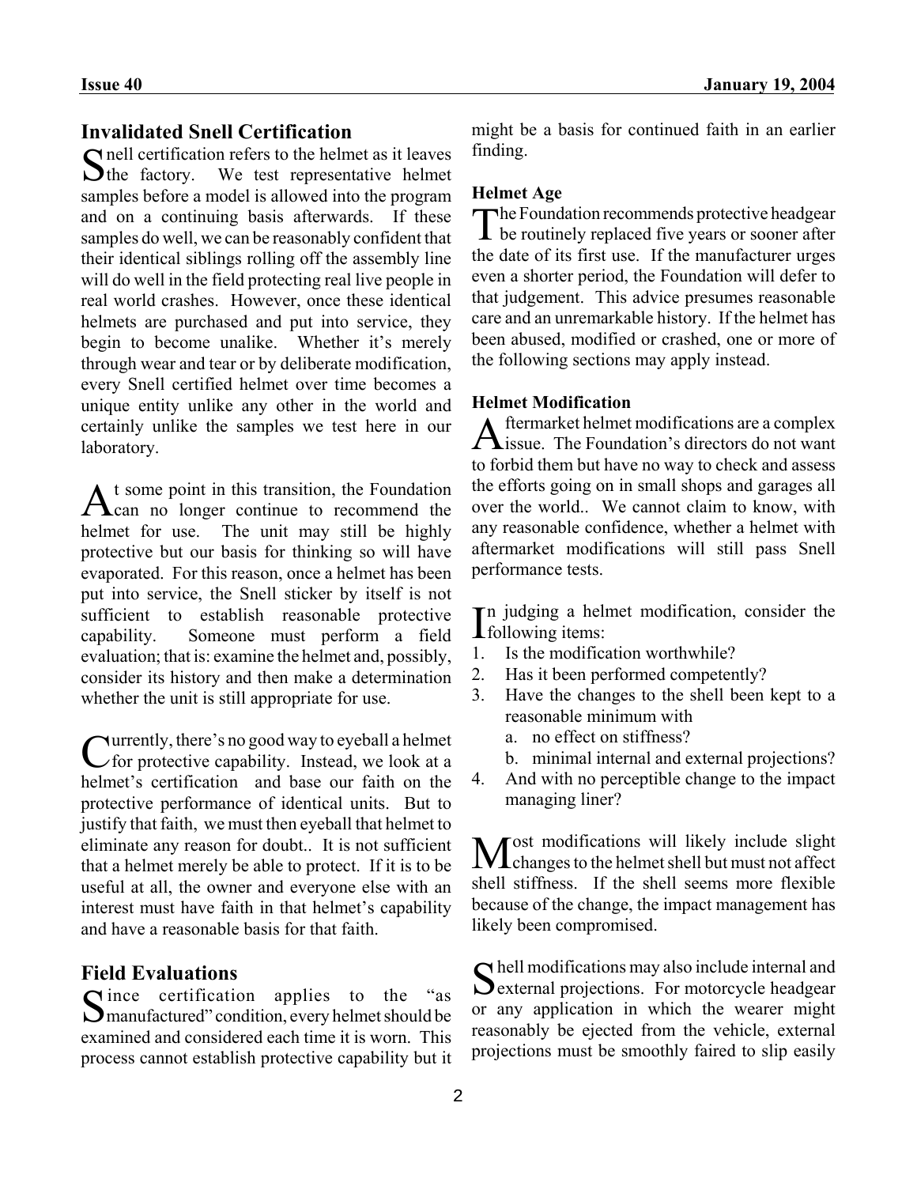## Invalidated Snell Certification

Snell certification refers to the helmet as it leaves the factory. We test representative helmet samples before a model is allowed into the program and on a continuing basis afterwards. If these samples do well, we can be reasonably confident that their identical siblings rolling off the assembly line will do well in the field protecting real live people in real world crashes. However, once these identical helmets are purchased and put into service, they begin to become unalike. Whether it's merely through wear and tear or by deliberate modification, every Snell certified helmet over time becomes a unique entity unlike any other in the world and certainly unlike the samples we test here in our laboratory.

At some point in this transition, the Foundation can no longer continue to recommend the helmet for use. The unit may still be highly protective but our basis for thinking so will have evaporated. For this reason, once a helmet has been put into service, the Snell sticker by itself is not sufficient to establish reasonable protective capability. Someone must perform a field evaluation; that is: examine the helmet and, possibly, consider its history and then make a determination whether the unit is still appropriate for use.

Currently, there's no good way to eyeball a helmet for protective capability. Instead, we look at a helmet's certification and base our faith on the protective performance of identical units. But to justify that faith, we must then eyeball that helmet to eliminate any reason for doubt.. It is not sufficient that a helmet merely be able to protect. If it is to be useful at all, the owner and everyone else with an interest must have faith in that helmet's capability and have a reasonable basis for that faith.

## Field Evaluations

Since certification applies to the "as manufactured" condition, every helmet should be examined and considered each time it is worn. This process cannot establish protective capability but it might be a basis for continued faith in an earlier finding.

### Helmet Age

The Foundation recommends protective headgear be routinely replaced five years or sooner after the date of its first use. If the manufacturer urges even a shorter period, the Foundation will defer to that judgement. This advice presumes reasonable care and an unremarkable history. If the helmet has been abused, modified or crashed, one or more of the following sections may apply instead.

### Helmet Modification

Aftermarket helmet modifications are a complex issue. The Foundation's directors do not want to forbid them but have no way to check and assess the efforts going on in small shops and garages all over the world.. We cannot claim to know, with any reasonable confidence, whether a helmet with aftermarket modifications will still pass Snell performance tests.

In judging a helmet modification, consider the following items:

1. Is the modification worthwhile?
2. Has it been performed competently?
3. Have the changes to the shell been kept to a reasonable minimum with
   a. no effect on stiffness?
   b. minimal internal and external projections?
4. And with no perceptible change to the impact managing liner?

Most modifications will likely include slight changes to the helmet shell but must not affect shell stiffness. If the shell seems more flexible because of the change, the impact management has likely been compromised.

Shell modifications may also include internal and external projections. For motorcycle headgear or any application in which the wearer might reasonably be ejected from the vehicle, external projections must be smoothly faired to slip easily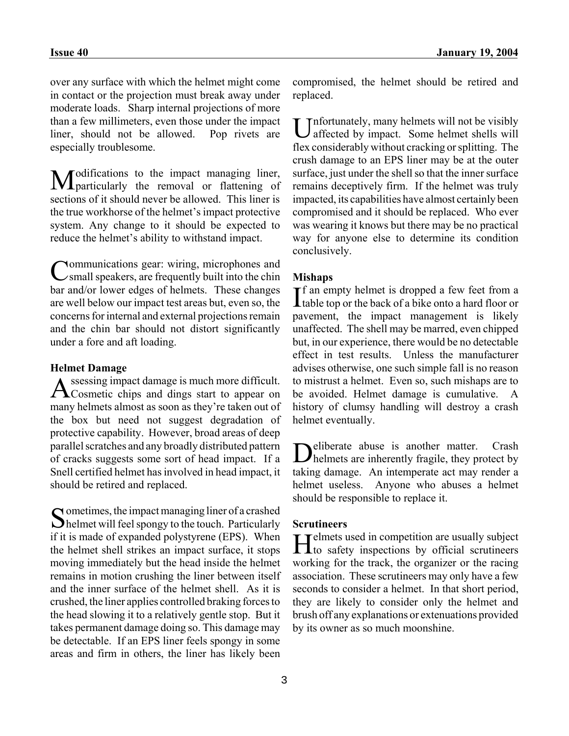over any surface with which the helmet might come in contact or the projection must break away under moderate loads. Sharp internal projections of more than a few millimeters, even those under the impact liner, should not be allowed. Pop rivets are especially troublesome.

Modifications to the impact managing liner, particularly the removal or flattening of sections of it should never be allowed. This liner is the true workhorse of the helmet's impact protective system. Any change to it should be expected to reduce the helmet's ability to withstand impact.

Communications gear: wiring, microphones and small speakers, are frequently built into the chin bar and/or lower edges of helmets. These changes are well below our impact test areas but, even so, the concerns for internal and external projections remain and the chin bar should not distort significantly under a fore and aft loading.

**Helmet Damage**

Assessing impact damage is much more difficult. Cosmetic chips and dings start to appear on many helmets almost as soon as they're taken out of the box but need not suggest degradation of protective capability. However, broad areas of deep parallel scratches and any broadly distributed pattern of cracks suggests some sort of head impact. If a Snell certified helmet has involved in head impact, it should be retired and replaced.

Sometimes, the impact managing liner of a crashed helmet will feel spongy to the touch. Particularly if it is made of expanded polystyrene (EPS). When the helmet shell strikes an impact surface, it stops moving immediately but the head inside the helmet remains in motion crushing the liner between itself and the inner surface of the helmet shell. As it is crushed, the liner applies controlled braking forces to the head slowing it to a relatively gentle stop. But it takes permanent damage doing so. This damage may be detectable. If an EPS liner feels spongy in some areas and firm in others, the liner has likely been compromised, the helmet should be retired and replaced.

Unfortunately, many helmets will not be visibly affected by impact. Some helmet shells will flex considerably without cracking or splitting. The crush damage to an EPS liner may be at the outer surface, just under the shell so that the inner surface remains deceptively firm. If the helmet was truly impacted, its capabilities have almost certainly been compromised and it should be replaced. Who ever was wearing it knows but there may be no practical way for anyone else to determine its condition conclusively.

**Mishaps**

If an empty helmet is dropped a few feet from a table top or the back of a bike onto a hard floor or pavement, the impact management is likely unaffected. The shell may be marred, even chipped but, in our experience, there would be no detectable effect in test results. Unless the manufacturer advises otherwise, one such simple fall is no reason to mistrust a helmet. Even so, such mishaps are to be avoided. Helmet damage is cumulative. A history of clumsy handling will destroy a crash helmet eventually.

Deliberate abuse is another matter. Crash helmets are inherently fragile, they protect by taking damage. An intemperate act may render a helmet useless. Anyone who abuses a helmet should be responsible to replace it.

**Scrutineers**

Helmets used in competition are usually subject to safety inspections by official scrutineers working for the track, the organizer or the racing association. These scrutineers may only have a few seconds to consider a helmet. In that short period, they are likely to consider only the helmet and brush off any explanations or extenuations provided by its owner as so much moonshine.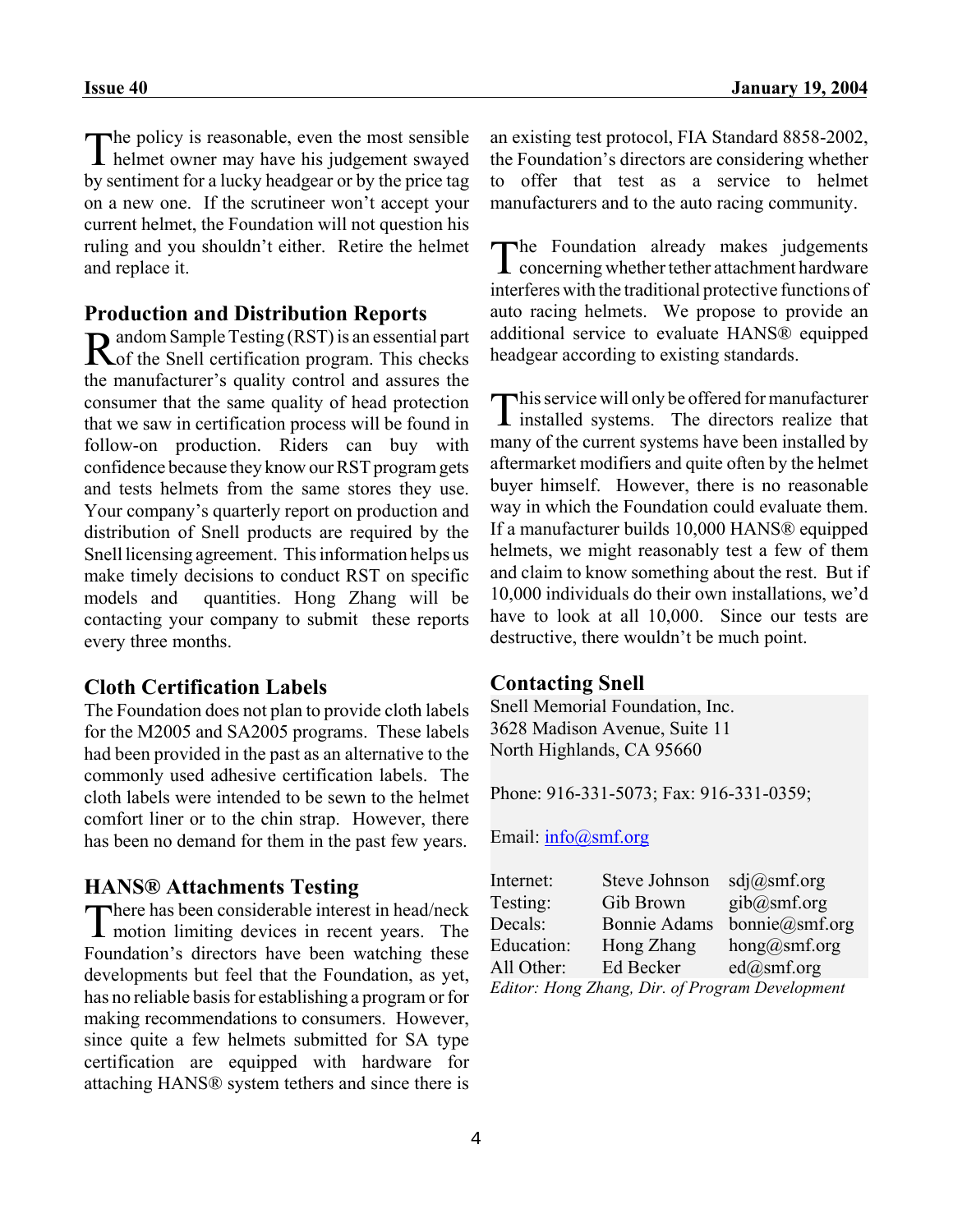The policy is reasonable, even the most sensible helmet owner may have his judgement swayed by sentiment for a lucky headgear or by the price tag on a new one. If the scrutineer won't accept your current helmet, the Foundation will not question his ruling and you shouldn't either. Retire the helmet and replace it.

## Production and Distribution Reports

Random Sample Testing (RST) is an essential part of the Snell certification program. This checks the manufacturer's quality control and assures the consumer that the same quality of head protection that we saw in certification process will be found in follow-on production. Riders can buy with confidence because they know our RST program gets and tests helmets from the same stores they use. Your company's quarterly report on production and distribution of Snell products are required by the Snell licensing agreement. This information helps us make timely decisions to conduct RST on specific models and quantities. Hong Zhang will be contacting your company to submit these reports every three months.

## Cloth Certification Labels

The Foundation does not plan to provide cloth labels for the M2005 and SA2005 programs. These labels had been provided in the past as an alternative to the commonly used adhesive certification labels. The cloth labels were intended to be sewn to the helmet comfort liner or to the chin strap. However, there has been no demand for them in the past few years.

## HANS® Attachments Testing

There has been considerable interest in head/neck motion limiting devices in recent years. The Foundation's directors have been watching these developments but feel that the Foundation, as yet, has no reliable basis for establishing a program or for making recommendations to consumers. However, since quite a few helmets submitted for SA type certification are equipped with hardware for attaching HANS® system tethers and since there is an existing test protocol, FIA Standard 8858-2002, the Foundation's directors are considering whether to offer that test as a service to helmet manufacturers and to the auto racing community.

The Foundation already makes judgements concerning whether tether attachment hardware interferes with the traditional protective functions of auto racing helmets. We propose to provide an additional service to evaluate HANS® equipped headgear according to existing standards.

This service will only be offered for manufacturer installed systems. The directors realize that many of the current systems have been installed by aftermarket modifiers and quite often by the helmet buyer himself. However, there is no reasonable way in which the Foundation could evaluate them. If a manufacturer builds 10,000 HANS® equipped helmets, we might reasonably test a few of them and claim to know something about the rest. But if 10,000 individuals do their own installations, we'd have to look at all 10,000. Since our tests are destructive, there wouldn't be much point.

## Contacting Snell

Snell Memorial Foundation, Inc.
3628 Madison Avenue, Suite 11
North Highlands, CA 95660

Phone: 916-331-5073; Fax: 916-331-0359;

Email: info@smf.org

| | | |
|---|---|---|
| Internet: | Steve Johnson | sdj@smf.org |
| Testing: | Gib Brown | gib@smf.org |
| Decals: | Bonnie Adams | bonnie@smf.org |
| Education: | Hong Zhang | hong@smf.org |
| All Other: | Ed Becker | ed@smf.org |

*Editor: Hong Zhang, Dir. of Program Development*